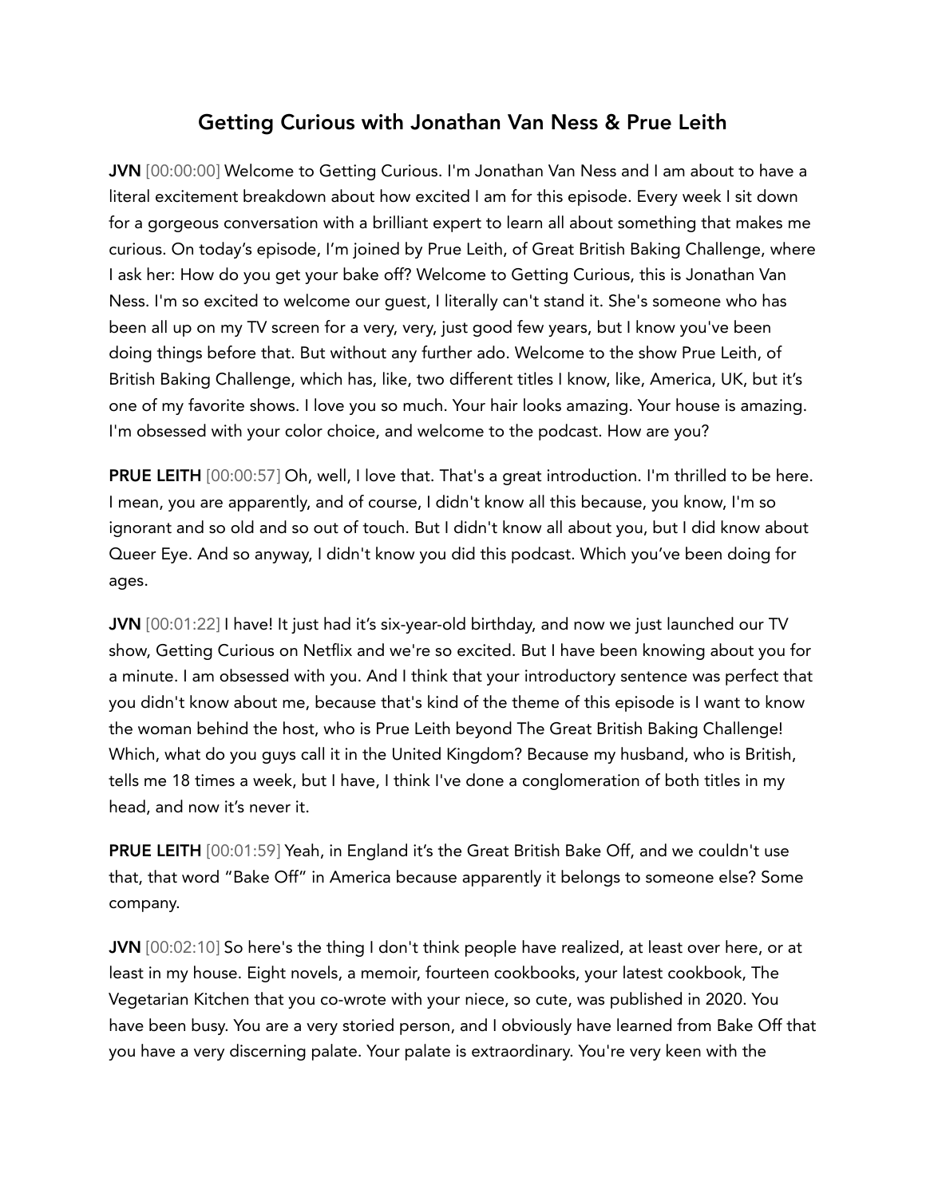# Getting Curious with Jonathan Van Ness & Prue Leith

**JVN** [00:00:00] Welcome to Getting Curious. I'm Jonathan Van Ness and I am about to have a literal excitement breakdown about how excited I am for this episode. Every week I sit down for a gorgeous conversation with a brilliant expert to learn all about something that makes me curious. On today's episode, I'm joined by Prue Leith, of Great British Baking Challenge, where I ask her: How do you get your bake off? Welcome to Getting Curious, this is Jonathan Van Ness. I'm so excited to welcome our guest, I literally can't stand it. She's someone who has been all up on my TV screen for a very, very, just good few years, but I know you've been doing things before that. But without any further ado. Welcome to the show Prue Leith, of British Baking Challenge, which has, like, two different titles I know, like, America, UK, but it's one of my favorite shows. I love you so much. Your hair looks amazing. Your house is amazing. I'm obsessed with your color choice, and welcome to the podcast. How are you?

**PRUE LEITH** [00:00:57] Oh, well, I love that. That's a great introduction. I'm thrilled to be here. I mean, you are apparently, and of course, I didn't know all this because, you know, I'm so ignorant and so old and so out of touch. But I didn't know all about you, but I did know about Queer Eye. And so anyway, I didn't know you did this podcast. Which you've been doing for ages.

**JVN** [00:01:22] I have! It just had it's six-year-old birthday, and now we just launched our TV show, Getting Curious on Netflix and we're so excited. But I have been knowing about you for a minute. I am obsessed with you. And I think that your introductory sentence was perfect that you didn't know about me, because that's kind of the theme of this episode is I want to know the woman behind the host, who is Prue Leith beyond The Great British Baking Challenge! Which, what do you guys call it in the United Kingdom? Because my husband, who is British, tells me 18 times a week, but I have, I think I've done a conglomeration of both titles in my head, and now it's never it.

**PRUE LEITH** [00:01:59] Yeah, in England it's the Great British Bake Off, and we couldn't use that, that word "Bake Off" in America because apparently it belongs to someone else? Some company.

**JVN** [00:02:10] So here's the thing I don't think people have realized, at least over here, or at least in my house. Eight novels, a memoir, fourteen cookbooks, your latest cookbook, The Vegetarian Kitchen that you co-wrote with your niece, so cute, was published in 2020. You have been busy. You are a very storied person, and I obviously have learned from Bake Off that you have a very discerning palate. Your palate is extraordinary. You're very keen with the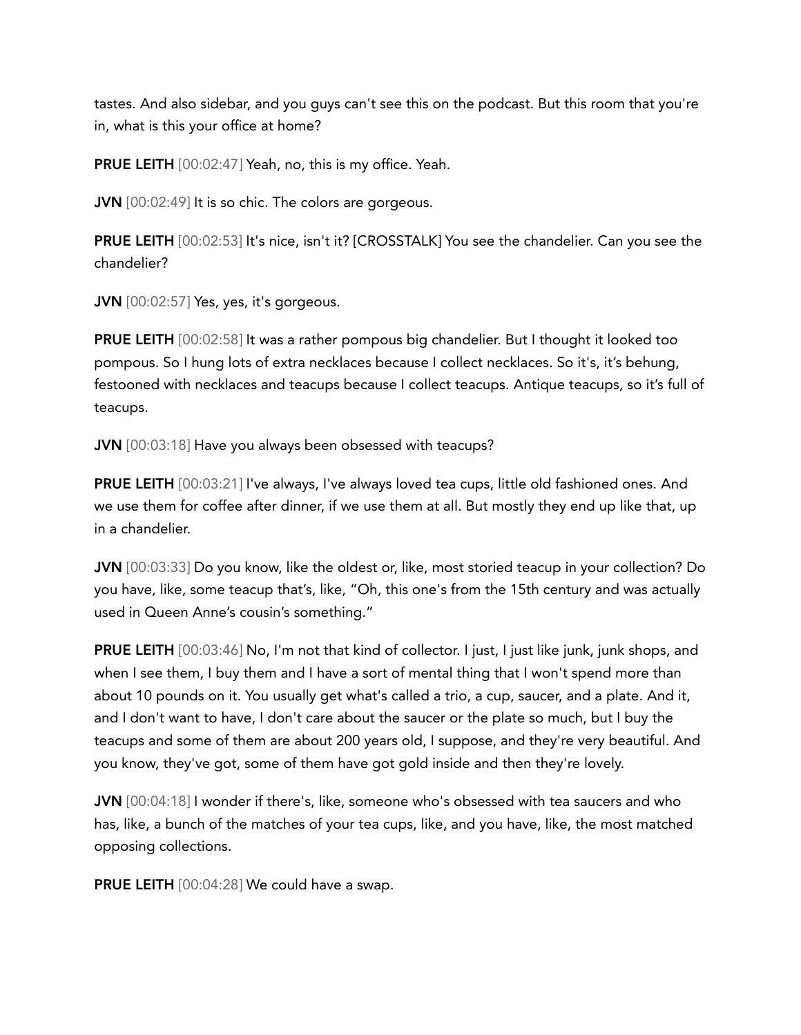tastes. And also sidebar, and you guys can't see this on the podcast. But this room that you're in, what is this your office at home?

**PRUE LEITH** [00:02:47] Yeah, no, this is my office. Yeah.

**JVN** [00:02:49] It is so chic. The colors are gorgeous.

**PRUE LEITH** [00:02:53] It's nice, isn't it? [CROSSTALK] You see the chandelier. Can you see the chandelier?

**JVN** [00:02:57] Yes, yes, it's gorgeous.

**PRUE LEITH** [00:02:58] It was a rather pompous big chandelier. But I thought it looked too pompous. So I hung lots of extra necklaces because I collect necklaces. So it's, it's behung, festooned with necklaces and teacups because I collect teacups. Antique teacups, so it's full of teacups.

**JVN** [00:03:18] Have you always been obsessed with teacups?

**PRUE LEITH** [00:03:21] I've always, I've always loved tea cups, little old fashioned ones. And we use them for coffee after dinner, if we use them at all. But mostly they end up like that, up in a chandelier.

**JVN** [00:03:33] Do you know, like the oldest or, like, most storied teacup in your collection? Do you have, like, some teacup that's, like, "Oh, this one's from the 15th century and was actually used in Queen Anne's cousin's something."

**PRUE LEITH** [00:03:46] No, I'm not that kind of collector. I just, I just like junk, junk shops, and when I see them, I buy them and I have a sort of mental thing that I won't spend more than about 10 pounds on it. You usually get what's called a trio, a cup, saucer, and a plate. And it, and I don't want to have, I don't care about the saucer or the plate so much, but I buy the teacups and some of them are about 200 years old, I suppose, and they're very beautiful. And you know, they've got, some of them have got gold inside and then they're lovely.

**JVN** [00:04:18] I wonder if there's, like, someone who's obsessed with tea saucers and who has, like, a bunch of the matches of your tea cups, like, and you have, like, the most matched opposing collections.

**PRUE LEITH** [00:04:28] We could have a swap.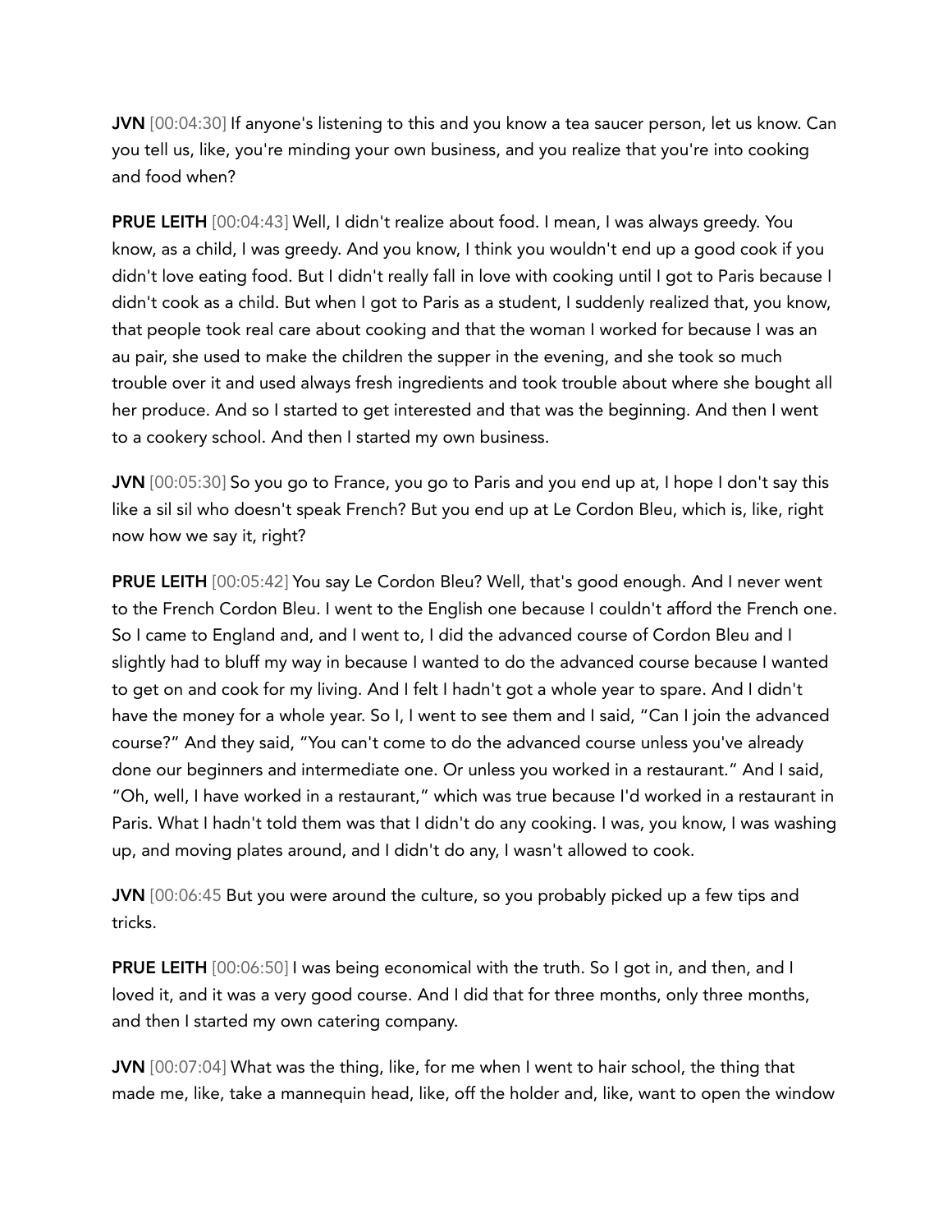**JVN** [00:04:30] If anyone's listening to this and you know a tea saucer person, let us know. Can you tell us, like, you're minding your own business, and you realize that you're into cooking and food when?

**PRUE LEITH** [00:04:43] Well, I didn't realize about food. I mean, I was always greedy. You know, as a child, I was greedy. And you know, I think you wouldn't end up a good cook if you didn't love eating food. But I didn't really fall in love with cooking until I got to Paris because I didn't cook as a child. But when I got to Paris as a student, I suddenly realized that, you know, that people took real care about cooking and that the woman I worked for because I was an au pair, she used to make the children the supper in the evening, and she took so much trouble over it and used always fresh ingredients and took trouble about where she bought all her produce. And so I started to get interested and that was the beginning. And then I went to a cookery school. And then I started my own business.

**JVN** [00:05:30] So you go to France, you go to Paris and you end up at, I hope I don't say this like a sil sil who doesn't speak French? But you end up at Le Cordon Bleu, which is, like, right now how we say it, right?

**PRUE LEITH** [00:05:42] You say Le Cordon Bleu? Well, that's good enough. And I never went to the French Cordon Bleu. I went to the English one because I couldn't afford the French one. So I came to England and, and I went to, I did the advanced course of Cordon Bleu and I slightly had to bluff my way in because I wanted to do the advanced course because I wanted to get on and cook for my living. And I felt I hadn't got a whole year to spare. And I didn't have the money for a whole year. So I, I went to see them and I said, "Can I join the advanced course?" And they said, "You can't come to do the advanced course unless you've already done our beginners and intermediate one. Or unless you worked in a restaurant." And I said, "Oh, well, I have worked in a restaurant," which was true because I'd worked in a restaurant in Paris. What I hadn't told them was that I didn't do any cooking. I was, you know, I was washing up, and moving plates around, and I didn't do any, I wasn't allowed to cook.

**JVN** [00:06:45 But you were around the culture, so you probably picked up a few tips and tricks.

**PRUE LEITH** [00:06:50] I was being economical with the truth. So I got in, and then, and I loved it, and it was a very good course. And I did that for three months, only three months, and then I started my own catering company.

**JVN** [00:07:04] What was the thing, like, for me when I went to hair school, the thing that made me, like, take a mannequin head, like, off the holder and, like, want to open the window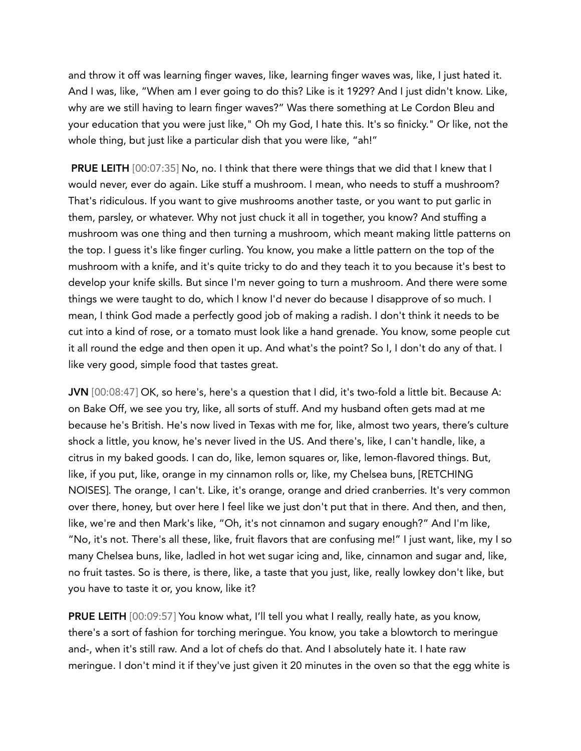and throw it off was learning finger waves, like, learning finger waves was, like, I just hated it. And I was, like, "When am I ever going to do this? Like is it 1929? And I just didn't know. Like, why are we still having to learn finger waves?" Was there something at Le Cordon Bleu and your education that you were just like," Oh my God, I hate this. It's so finicky." Or like, not the whole thing, but just like a particular dish that you were like, "ah!"

**PRUE LEITH** [00:07:35] No, no. I think that there were things that we did that I knew that I would never, ever do again. Like stuff a mushroom. I mean, who needs to stuff a mushroom? That's ridiculous. If you want to give mushrooms another taste, or you want to put garlic in them, parsley, or whatever. Why not just chuck it all in together, you know? And stuffing a mushroom was one thing and then turning a mushroom, which meant making little patterns on the top. I guess it's like finger curling. You know, you make a little pattern on the top of the mushroom with a knife, and it's quite tricky to do and they teach it to you because it's best to develop your knife skills. But since I'm never going to turn a mushroom. And there were some things we were taught to do, which I know I'd never do because I disapprove of so much. I mean, I think God made a perfectly good job of making a radish. I don't think it needs to be cut into a kind of rose, or a tomato must look like a hand grenade. You know, some people cut it all round the edge and then open it up. And what's the point? So I, I don't do any of that. I like very good, simple food that tastes great.

**JVN** [00:08:47] OK, so here's, here's a question that I did, it's two-fold a little bit. Because A: on Bake Off, we see you try, like, all sorts of stuff. And my husband often gets mad at me because he's British. He's now lived in Texas with me for, like, almost two years, there's culture shock a little, you know, he's never lived in the US. And there's, like, I can't handle, like, a citrus in my baked goods. I can do, like, lemon squares or, like, lemon-flavored things. But, like, if you put, like, orange in my cinnamon rolls or, like, my Chelsea buns, [RETCHING NOISES]. The orange, I can't. Like, it's orange, orange and dried cranberries. It's very common over there, honey, but over here I feel like we just don't put that in there. And then, and then, like, we're and then Mark's like, "Oh, it's not cinnamon and sugary enough?" And I'm like, "No, it's not. There's all these, like, fruit flavors that are confusing me!" I just want, like, my I so many Chelsea buns, like, ladled in hot wet sugar icing and, like, cinnamon and sugar and, like, no fruit tastes. So is there, is there, like, a taste that you just, like, really lowkey don't like, but you have to taste it or, you know, like it?

**PRUE LEITH** [00:09:57] You know what, I'll tell you what I really, really hate, as you know, there's a sort of fashion for torching meringue. You know, you take a blowtorch to meringue and-, when it's still raw. And a lot of chefs do that. And I absolutely hate it. I hate raw meringue. I don't mind it if they've just given it 20 minutes in the oven so that the egg white is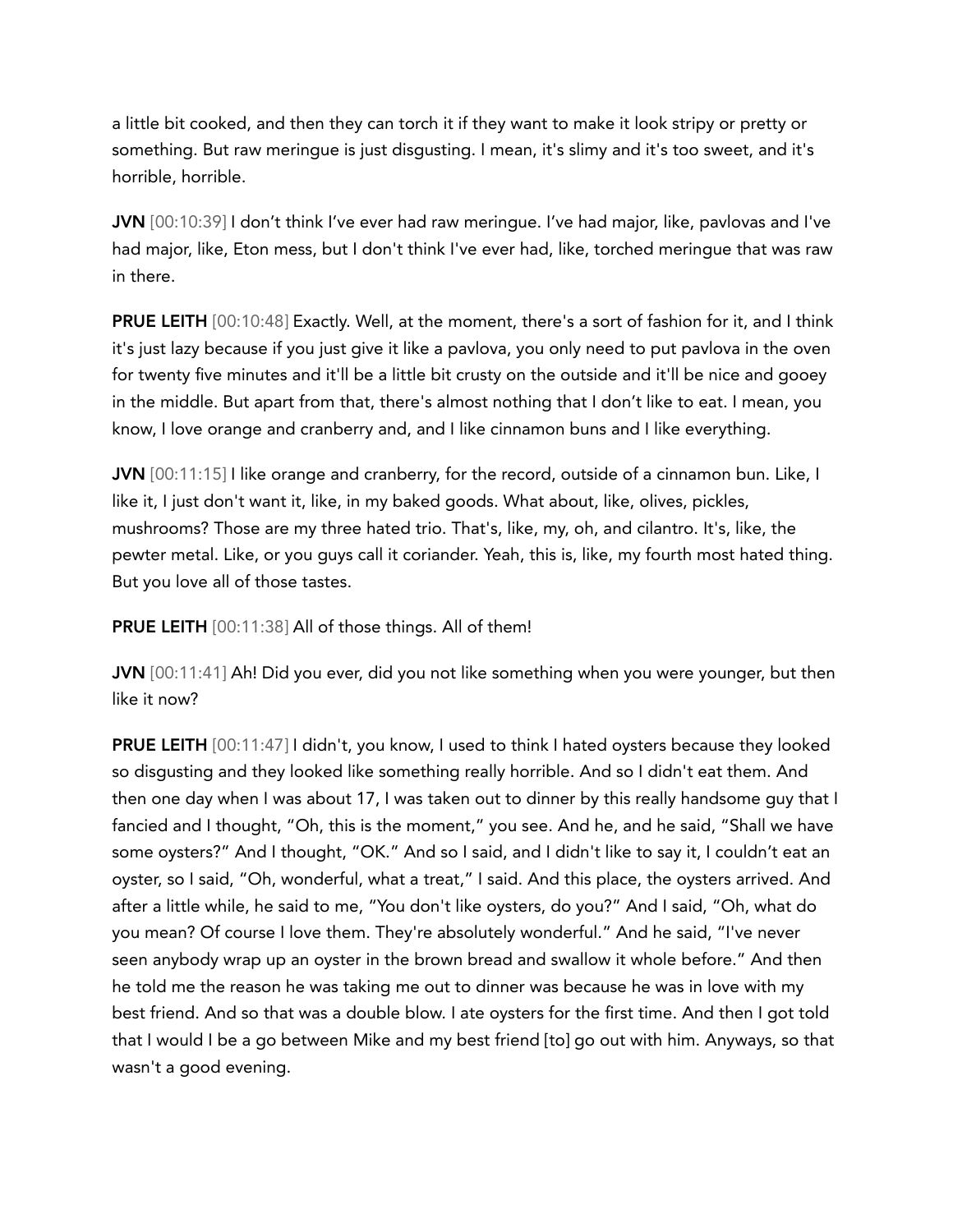a little bit cooked, and then they can torch it if they want to make it look stripy or pretty or something. But raw meringue is just disgusting. I mean, it's slimy and it's too sweet, and it's horrible, horrible.

**JVN** [00:10:39] I don't think I've ever had raw meringue. I've had major, like, pavlovas and I've had major, like, Eton mess, but I don't think I've ever had, like, torched meringue that was raw in there.

**PRUE LEITH** [00:10:48] Exactly. Well, at the moment, there's a sort of fashion for it, and I think it's just lazy because if you just give it like a pavlova, you only need to put pavlova in the oven for twenty five minutes and it'll be a little bit crusty on the outside and it'll be nice and gooey in the middle. But apart from that, there's almost nothing that I don't like to eat. I mean, you know, I love orange and cranberry and, and I like cinnamon buns and I like everything.

**JVN** [00:11:15] I like orange and cranberry, for the record, outside of a cinnamon bun. Like, I like it, I just don't want it, like, in my baked goods. What about, like, olives, pickles, mushrooms? Those are my three hated trio. That's, like, my, oh, and cilantro. It's, like, the pewter metal. Like, or you guys call it coriander. Yeah, this is, like, my fourth most hated thing. But you love all of those tastes.

**PRUE LEITH** [00:11:38] All of those things. All of them!

**JVN** [00:11:41] Ah! Did you ever, did you not like something when you were younger, but then like it now?

**PRUE LEITH** [00:11:47] I didn't, you know, I used to think I hated oysters because they looked so disgusting and they looked like something really horrible. And so I didn't eat them. And then one day when I was about 17, I was taken out to dinner by this really handsome guy that I fancied and I thought, "Oh, this is the moment," you see. And he, and he said, "Shall we have some oysters?" And I thought, "OK." And so I said, and I didn't like to say it, I couldn't eat an oyster, so I said, "Oh, wonderful, what a treat," I said. And this place, the oysters arrived. And after a little while, he said to me, "You don't like oysters, do you?" And I said, "Oh, what do you mean? Of course I love them. They're absolutely wonderful." And he said, "I've never seen anybody wrap up an oyster in the brown bread and swallow it whole before." And then he told me the reason he was taking me out to dinner was because he was in love with my best friend. And so that was a double blow. I ate oysters for the first time. And then I got told that I would I be a go between Mike and my best friend [to] go out with him. Anyways, so that wasn't a good evening.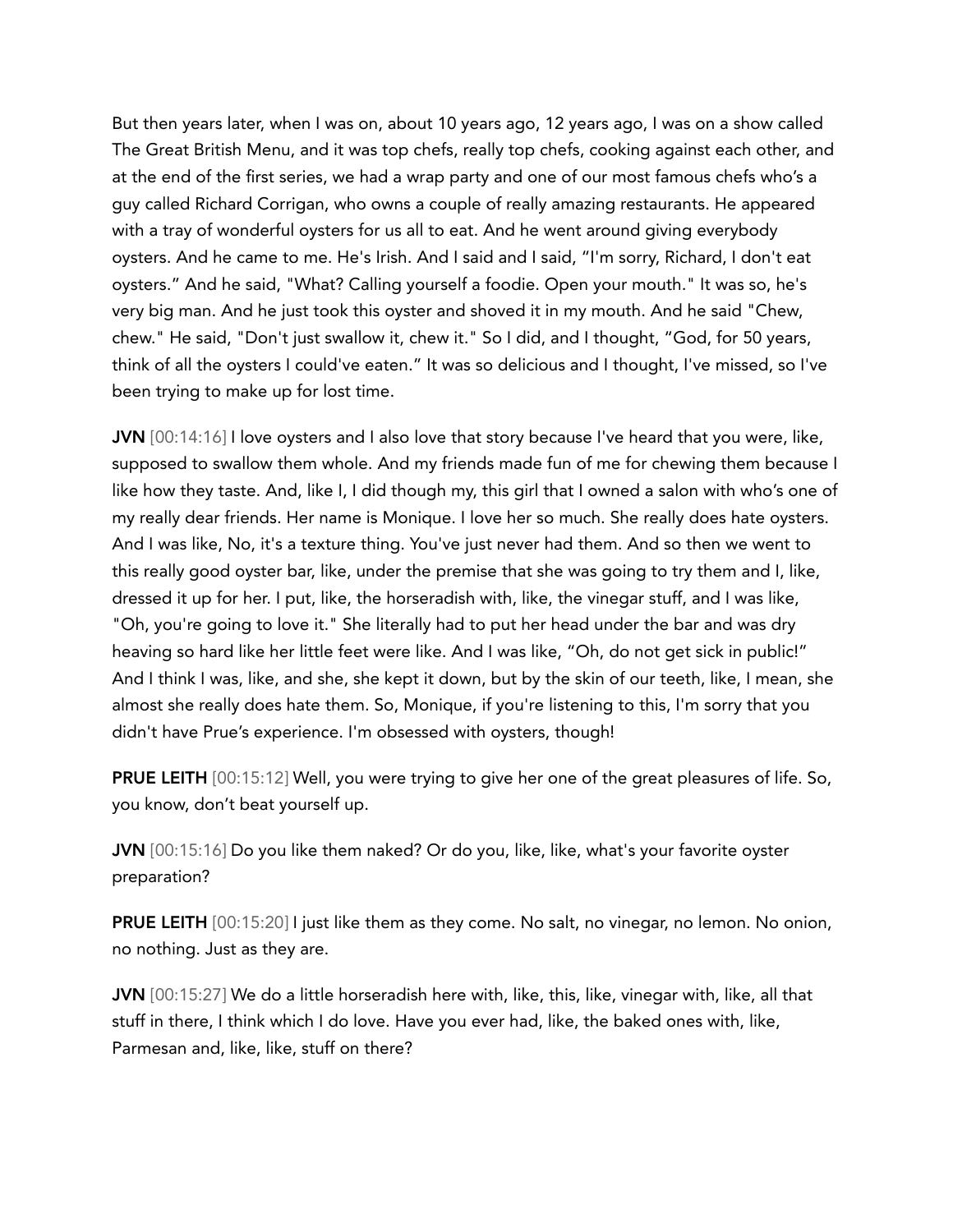But then years later, when I was on, about 10 years ago, 12 years ago, I was on a show called The Great British Menu, and it was top chefs, really top chefs, cooking against each other, and at the end of the first series, we had a wrap party and one of our most famous chefs who's a guy called Richard Corrigan, who owns a couple of really amazing restaurants. He appeared with a tray of wonderful oysters for us all to eat. And he went around giving everybody oysters. And he came to me. He's Irish. And I said and I said, "I'm sorry, Richard, I don't eat oysters." And he said, "What? Calling yourself a foodie. Open your mouth." It was so, he's very big man. And he just took this oyster and shoved it in my mouth. And he said "Chew, chew." He said, "Don't just swallow it, chew it." So I did, and I thought, "God, for 50 years, think of all the oysters I could've eaten." It was so delicious and I thought, I've missed, so I've been trying to make up for lost time.

**JVN** [00:14:16] I love oysters and I also love that story because I've heard that you were, like, supposed to swallow them whole. And my friends made fun of me for chewing them because I like how they taste. And, like I, I did though my, this girl that I owned a salon with who's one of my really dear friends. Her name is Monique. I love her so much. She really does hate oysters. And I was like, No, it's a texture thing. You've just never had them. And so then we went to this really good oyster bar, like, under the premise that she was going to try them and I, like, dressed it up for her. I put, like, the horseradish with, like, the vinegar stuff, and I was like, "Oh, you're going to love it." She literally had to put her head under the bar and was dry heaving so hard like her little feet were like. And I was like, "Oh, do not get sick in public!" And I think I was, like, and she, she kept it down, but by the skin of our teeth, like, I mean, she almost she really does hate them. So, Monique, if you're listening to this, I'm sorry that you didn't have Prue's experience. I'm obsessed with oysters, though!

**PRUE LEITH** [00:15:12] Well, you were trying to give her one of the great pleasures of life. So, you know, don't beat yourself up.

**JVN** [00:15:16] Do you like them naked? Or do you, like, like, what's your favorite oyster preparation?

**PRUE LEITH** [00:15:20] I just like them as they come. No salt, no vinegar, no lemon. No onion, no nothing. Just as they are.

**JVN** [00:15:27] We do a little horseradish here with, like, this, like, vinegar with, like, all that stuff in there, I think which I do love. Have you ever had, like, the baked ones with, like, Parmesan and, like, like, stuff on there?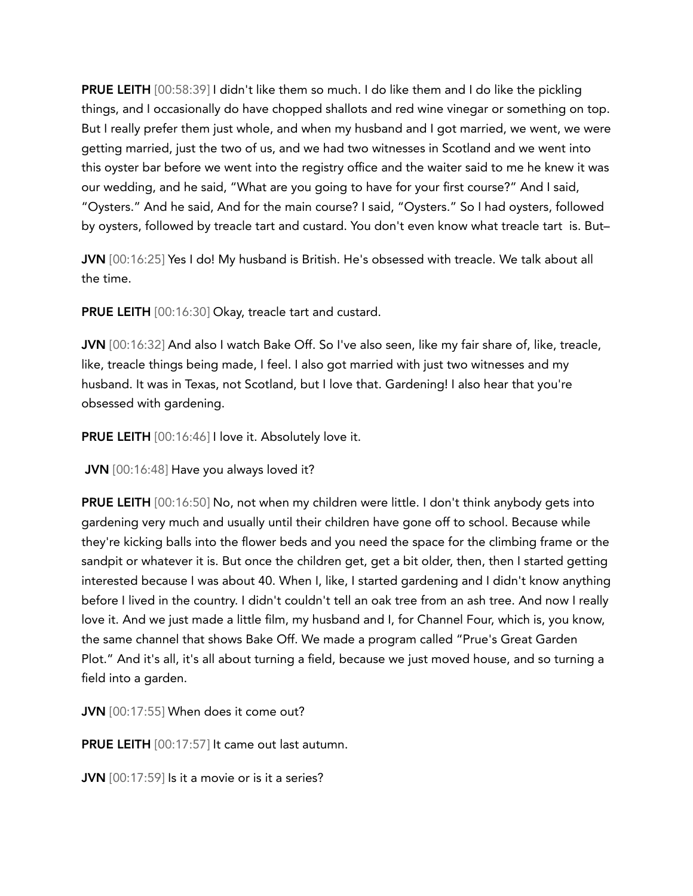**PRUE LEITH** [00:58:39] I didn't like them so much. I do like them and I do like the pickling things, and I occasionally do have chopped shallots and red wine vinegar or something on top. But I really prefer them just whole, and when my husband and I got married, we went, we were getting married, just the two of us, and we had two witnesses in Scotland and we went into this oyster bar before we went into the registry office and the waiter said to me he knew it was our wedding, and he said, "What are you going to have for your first course?" And I said, "Oysters." And he said, And for the main course? I said, "Oysters." So I had oysters, followed by oysters, followed by treacle tart and custard. You don't even know what treacle tart is. But–

**JVN** [00:16:25] Yes I do! My husband is British. He's obsessed with treacle. We talk about all the time.

**PRUE LEITH** [00:16:30] Okay, treacle tart and custard.

**JVN** [00:16:32] And also I watch Bake Off. So I've also seen, like my fair share of, like, treacle, like, treacle things being made, I feel. I also got married with just two witnesses and my husband. It was in Texas, not Scotland, but I love that. Gardening! I also hear that you're obsessed with gardening.

**PRUE LEITH** [00:16:46] I love it. Absolutely love it.

**JVN** [00:16:48] Have you always loved it?

**PRUE LEITH** [00:16:50] No, not when my children were little. I don't think anybody gets into gardening very much and usually until their children have gone off to school. Because while they're kicking balls into the flower beds and you need the space for the climbing frame or the sandpit or whatever it is. But once the children get, get a bit older, then, then I started getting interested because I was about 40. When I, like, I started gardening and I didn't know anything before I lived in the country. I didn't couldn't tell an oak tree from an ash tree. And now I really love it. And we just made a little film, my husband and I, for Channel Four, which is, you know, the same channel that shows Bake Off. We made a program called "Prue's Great Garden Plot." And it's all, it's all about turning a field, because we just moved house, and so turning a field into a garden.

**JVN** [00:17:55] When does it come out?

**PRUE LEITH** [00:17:57] It came out last autumn.

**JVN** [00:17:59] Is it a movie or is it a series?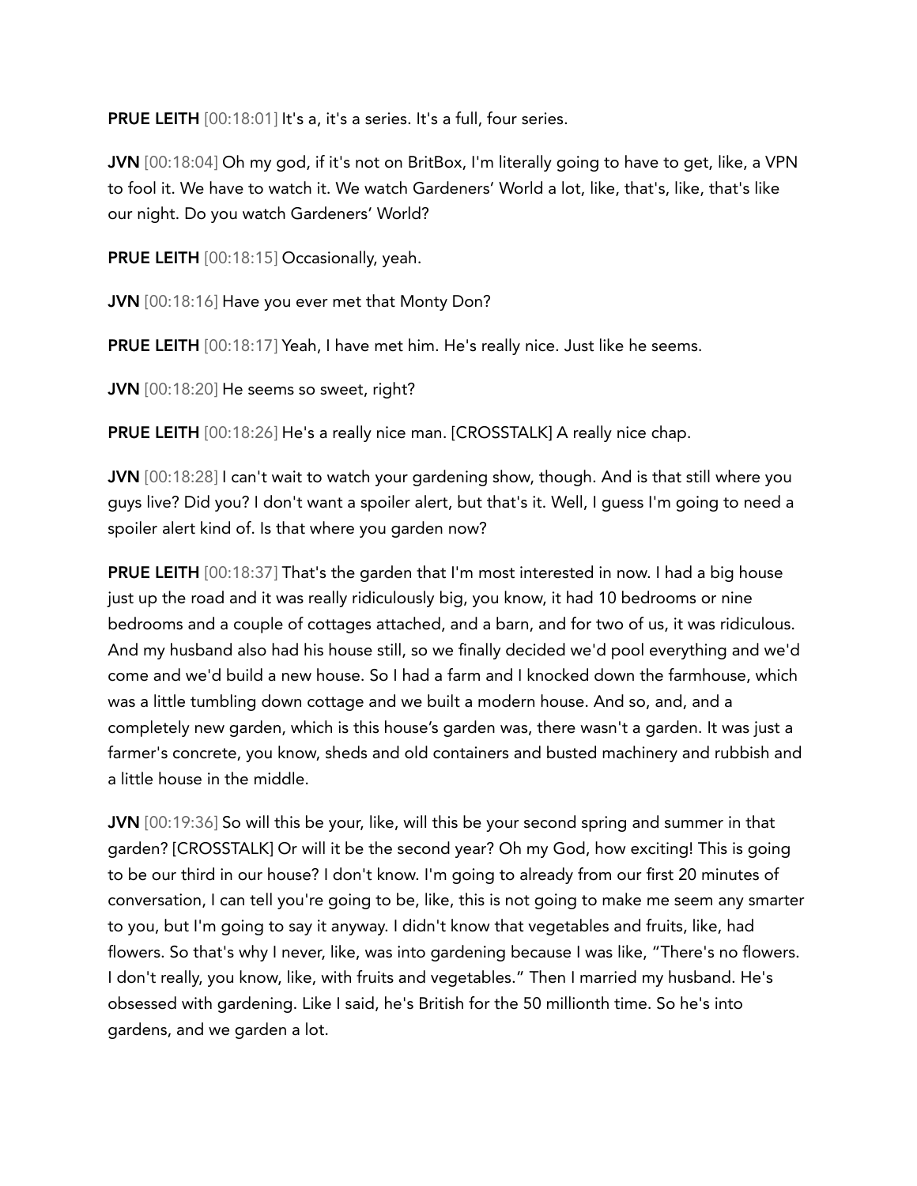**PRUE LEITH** [00:18:01] It's a, it's a series. It's a full, four series.

**JVN** [00:18:04] Oh my god, if it's not on BritBox, I'm literally going to have to get, like, a VPN to fool it. We have to watch it. We watch Gardeners' World a lot, like, that's, like, that's like our night. Do you watch Gardeners' World?

**PRUE LEITH** [00:18:15] Occasionally, yeah.

**JVN** [00:18:16] Have you ever met that Monty Don?

**PRUE LEITH** [00:18:17] Yeah, I have met him. He's really nice. Just like he seems.

**JVN** [00:18:20] He seems so sweet, right?

**PRUE LEITH** [00:18:26] He's a really nice man. [CROSSTALK] A really nice chap.

**JVN** [00:18:28] I can't wait to watch your gardening show, though. And is that still where you guys live? Did you? I don't want a spoiler alert, but that's it. Well, I guess I'm going to need a spoiler alert kind of. Is that where you garden now?

**PRUE LEITH** [00:18:37] That's the garden that I'm most interested in now. I had a big house just up the road and it was really ridiculously big, you know, it had 10 bedrooms or nine bedrooms and a couple of cottages attached, and a barn, and for two of us, it was ridiculous. And my husband also had his house still, so we finally decided we'd pool everything and we'd come and we'd build a new house. So I had a farm and I knocked down the farmhouse, which was a little tumbling down cottage and we built a modern house. And so, and, and a completely new garden, which is this house's garden was, there wasn't a garden. It was just a farmer's concrete, you know, sheds and old containers and busted machinery and rubbish and a little house in the middle.

**JVN** [00:19:36] So will this be your, like, will this be your second spring and summer in that garden? [CROSSTALK] Or will it be the second year? Oh my God, how exciting! This is going to be our third in our house? I don't know. I'm going to already from our first 20 minutes of conversation, I can tell you're going to be, like, this is not going to make me seem any smarter to you, but I'm going to say it anyway. I didn't know that vegetables and fruits, like, had flowers. So that's why I never, like, was into gardening because I was like, "There's no flowers. I don't really, you know, like, with fruits and vegetables." Then I married my husband. He's obsessed with gardening. Like I said, he's British for the 50 millionth time. So he's into gardens, and we garden a lot.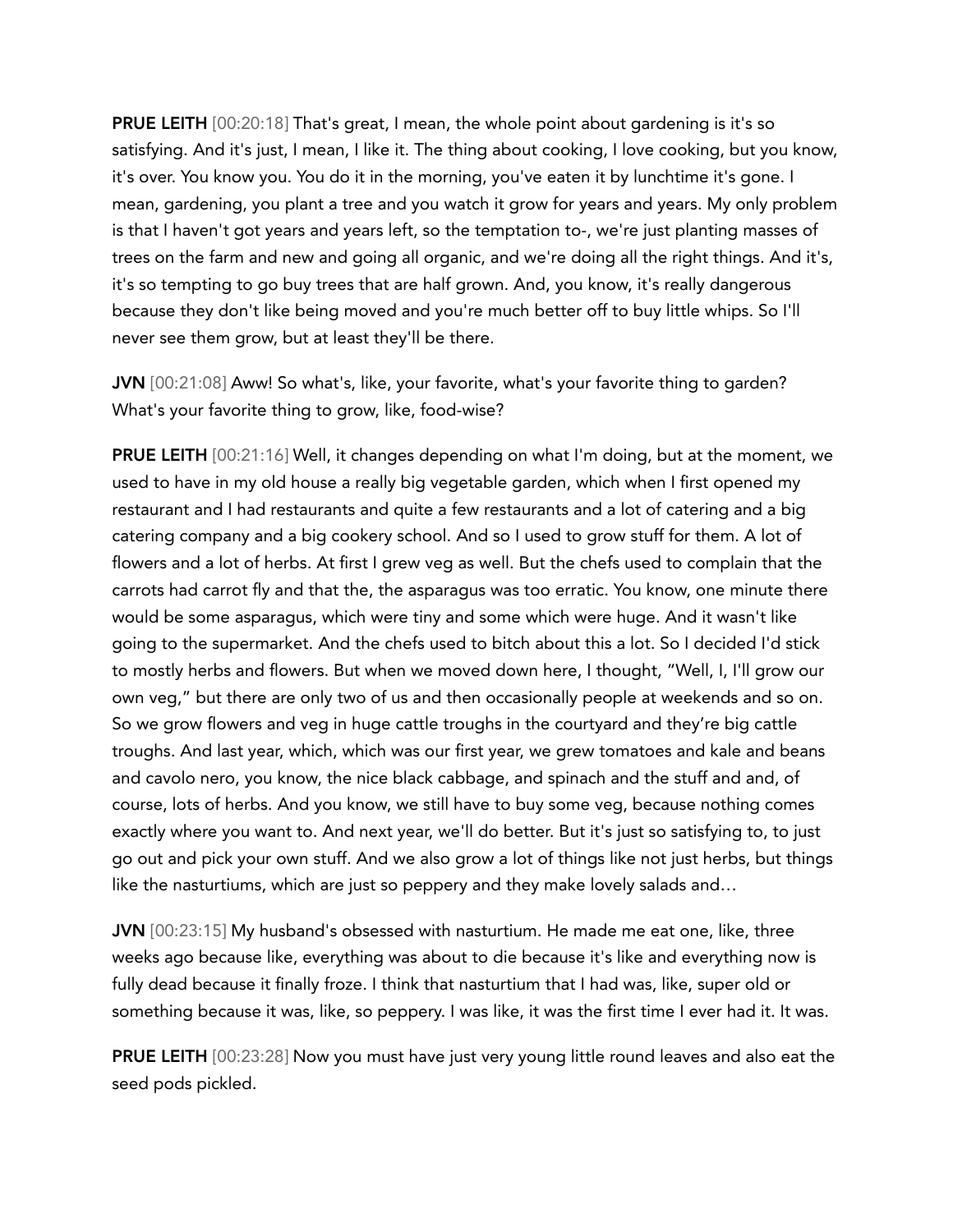**PRUE LEITH** [00:20:18] That's great, I mean, the whole point about gardening is it's so satisfying. And it's just, I mean, I like it. The thing about cooking, I love cooking, but you know, it's over. You know you. You do it in the morning, you've eaten it by lunchtime it's gone. I mean, gardening, you plant a tree and you watch it grow for years and years. My only problem is that I haven't got years and years left, so the temptation to-, we're just planting masses of trees on the farm and new and going all organic, and we're doing all the right things. And it's, it's so tempting to go buy trees that are half grown. And, you know, it's really dangerous because they don't like being moved and you're much better off to buy little whips. So I'll never see them grow, but at least they'll be there.

**JVN** [00:21:08] Aww! So what's, like, your favorite, what's your favorite thing to garden? What's your favorite thing to grow, like, food-wise?

**PRUE LEITH** [00:21:16] Well, it changes depending on what I'm doing, but at the moment, we used to have in my old house a really big vegetable garden, which when I first opened my restaurant and I had restaurants and quite a few restaurants and a lot of catering and a big catering company and a big cookery school. And so I used to grow stuff for them. A lot of flowers and a lot of herbs. At first I grew veg as well. But the chefs used to complain that the carrots had carrot fly and that the, the asparagus was too erratic. You know, one minute there would be some asparagus, which were tiny and some which were huge. And it wasn't like going to the supermarket. And the chefs used to bitch about this a lot. So I decided I'd stick to mostly herbs and flowers. But when we moved down here, I thought, "Well, I, I'll grow our own veg," but there are only two of us and then occasionally people at weekends and so on. So we grow flowers and veg in huge cattle troughs in the courtyard and they're big cattle troughs. And last year, which, which was our first year, we grew tomatoes and kale and beans and cavolo nero, you know, the nice black cabbage, and spinach and the stuff and and, of course, lots of herbs. And you know, we still have to buy some veg, because nothing comes exactly where you want to. And next year, we'll do better. But it's just so satisfying to, to just go out and pick your own stuff. And we also grow a lot of things like not just herbs, but things like the nasturtiums, which are just so peppery and they make lovely salads and…

**JVN** [00:23:15] My husband's obsessed with nasturtium. He made me eat one, like, three weeks ago because like, everything was about to die because it's like and everything now is fully dead because it finally froze. I think that nasturtium that I had was, like, super old or something because it was, like, so peppery. I was like, it was the first time I ever had it. It was.

**PRUE LEITH** [00:23:28] Now you must have just very young little round leaves and also eat the seed pods pickled.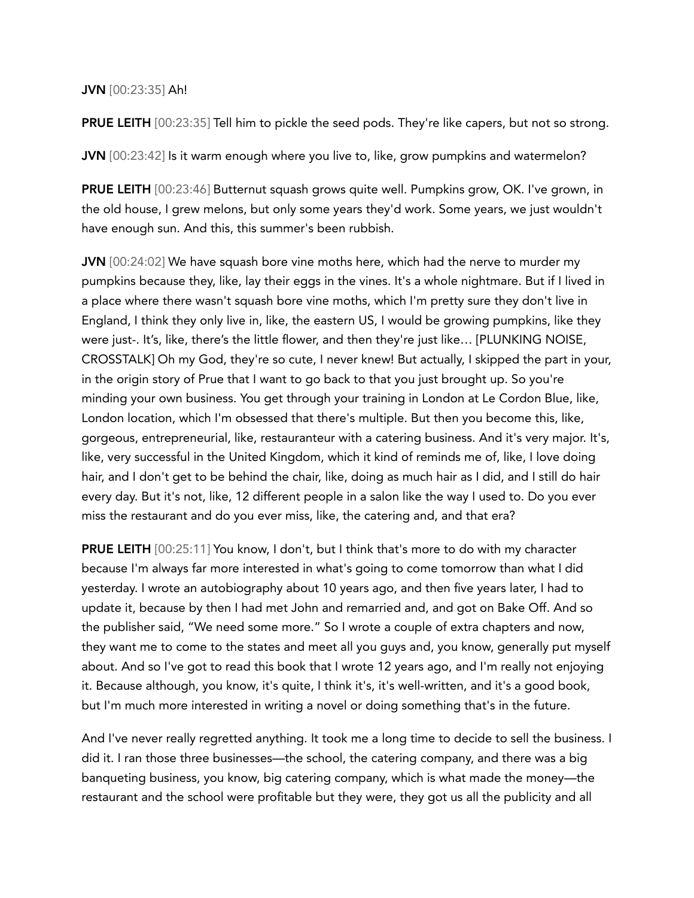**JVN** [00:23:35] Ah!

**PRUE LEITH** [00:23:35] Tell him to pickle the seed pods. They're like capers, but not so strong.

**JVN** [00:23:42] Is it warm enough where you live to, like, grow pumpkins and watermelon?

**PRUE LEITH** [00:23:46] Butternut squash grows quite well. Pumpkins grow, OK. I've grown, in the old house, I grew melons, but only some years they'd work. Some years, we just wouldn't have enough sun. And this, this summer's been rubbish.

**JVN** [00:24:02] We have squash bore vine moths here, which had the nerve to murder my pumpkins because they, like, lay their eggs in the vines. It's a whole nightmare. But if I lived in a place where there wasn't squash bore vine moths, which I'm pretty sure they don't live in England, I think they only live in, like, the eastern US, I would be growing pumpkins, like they were just-. It's, like, there's the little flower, and then they're just like… [PLUNKING NOISE, CROSSTALK] Oh my God, they're so cute, I never knew! But actually, I skipped the part in your, in the origin story of Prue that I want to go back to that you just brought up. So you're minding your own business. You get through your training in London at Le Cordon Blue, like, London location, which I'm obsessed that there's multiple. But then you become this, like, gorgeous, entrepreneurial, like, restauranteur with a catering business. And it's very major. It's, like, very successful in the United Kingdom, which it kind of reminds me of, like, I love doing hair, and I don't get to be behind the chair, like, doing as much hair as I did, and I still do hair every day. But it's not, like, 12 different people in a salon like the way I used to. Do you ever miss the restaurant and do you ever miss, like, the catering and, and that era?

**PRUE LEITH** [00:25:11] You know, I don't, but I think that's more to do with my character because I'm always far more interested in what's going to come tomorrow than what I did yesterday. I wrote an autobiography about 10 years ago, and then five years later, I had to update it, because by then I had met John and remarried and, and got on Bake Off. And so the publisher said, "We need some more." So I wrote a couple of extra chapters and now, they want me to come to the states and meet all you guys and, you know, generally put myself about. And so I've got to read this book that I wrote 12 years ago, and I'm really not enjoying it. Because although, you know, it's quite, I think it's, it's well-written, and it's a good book, but I'm much more interested in writing a novel or doing something that's in the future.

And I've never really regretted anything. It took me a long time to decide to sell the business. I did it. I ran those three businesses—the school, the catering company, and there was a big banqueting business, you know, big catering company, which is what made the money—the restaurant and the school were profitable but they were, they got us all the publicity and all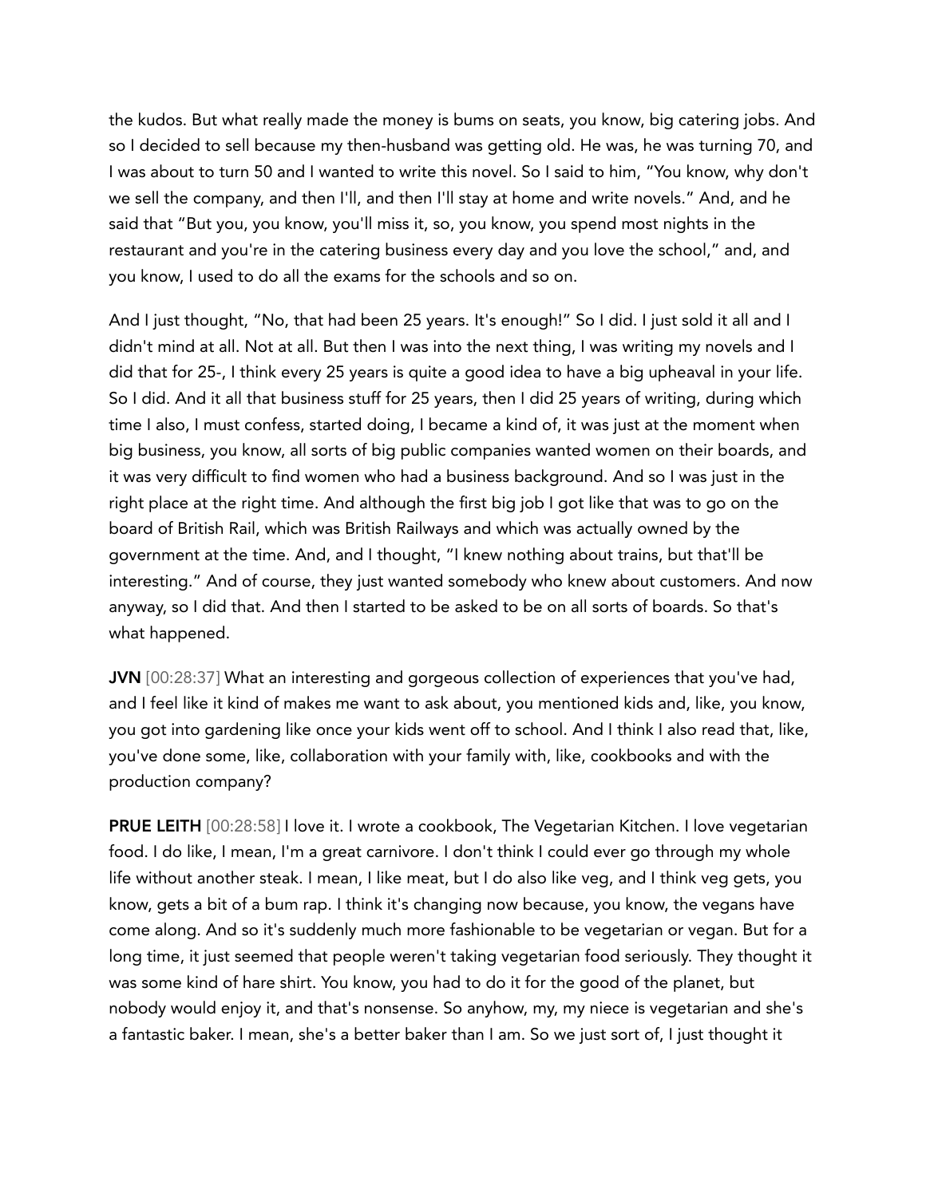the kudos. But what really made the money is bums on seats, you know, big catering jobs. And so I decided to sell because my then-husband was getting old. He was, he was turning 70, and I was about to turn 50 and I wanted to write this novel. So I said to him, "You know, why don't we sell the company, and then I'll, and then I'll stay at home and write novels." And, and he said that "But you, you know, you'll miss it, so, you know, you spend most nights in the restaurant and you're in the catering business every day and you love the school," and, and you know, I used to do all the exams for the schools and so on.

And I just thought, "No, that had been 25 years. It's enough!" So I did. I just sold it all and I didn't mind at all. Not at all. But then I was into the next thing, I was writing my novels and I did that for 25-, I think every 25 years is quite a good idea to have a big upheaval in your life. So I did. And it all that business stuff for 25 years, then I did 25 years of writing, during which time I also, I must confess, started doing, I became a kind of, it was just at the moment when big business, you know, all sorts of big public companies wanted women on their boards, and it was very difficult to find women who had a business background. And so I was just in the right place at the right time. And although the first big job I got like that was to go on the board of British Rail, which was British Railways and which was actually owned by the government at the time. And, and I thought, "I knew nothing about trains, but that'll be interesting." And of course, they just wanted somebody who knew about customers. And now anyway, so I did that. And then I started to be asked to be on all sorts of boards. So that's what happened.

**JVN** [00:28:37] What an interesting and gorgeous collection of experiences that you've had, and I feel like it kind of makes me want to ask about, you mentioned kids and, like, you know, you got into gardening like once your kids went off to school. And I think I also read that, like, you've done some, like, collaboration with your family with, like, cookbooks and with the production company?

**PRUE LEITH** [00:28:58] I love it. I wrote a cookbook, The Vegetarian Kitchen. I love vegetarian food. I do like, I mean, I'm a great carnivore. I don't think I could ever go through my whole life without another steak. I mean, I like meat, but I do also like veg, and I think veg gets, you know, gets a bit of a bum rap. I think it's changing now because, you know, the vegans have come along. And so it's suddenly much more fashionable to be vegetarian or vegan. But for a long time, it just seemed that people weren't taking vegetarian food seriously. They thought it was some kind of hare shirt. You know, you had to do it for the good of the planet, but nobody would enjoy it, and that's nonsense. So anyhow, my, my niece is vegetarian and she's a fantastic baker. I mean, she's a better baker than I am. So we just sort of, I just thought it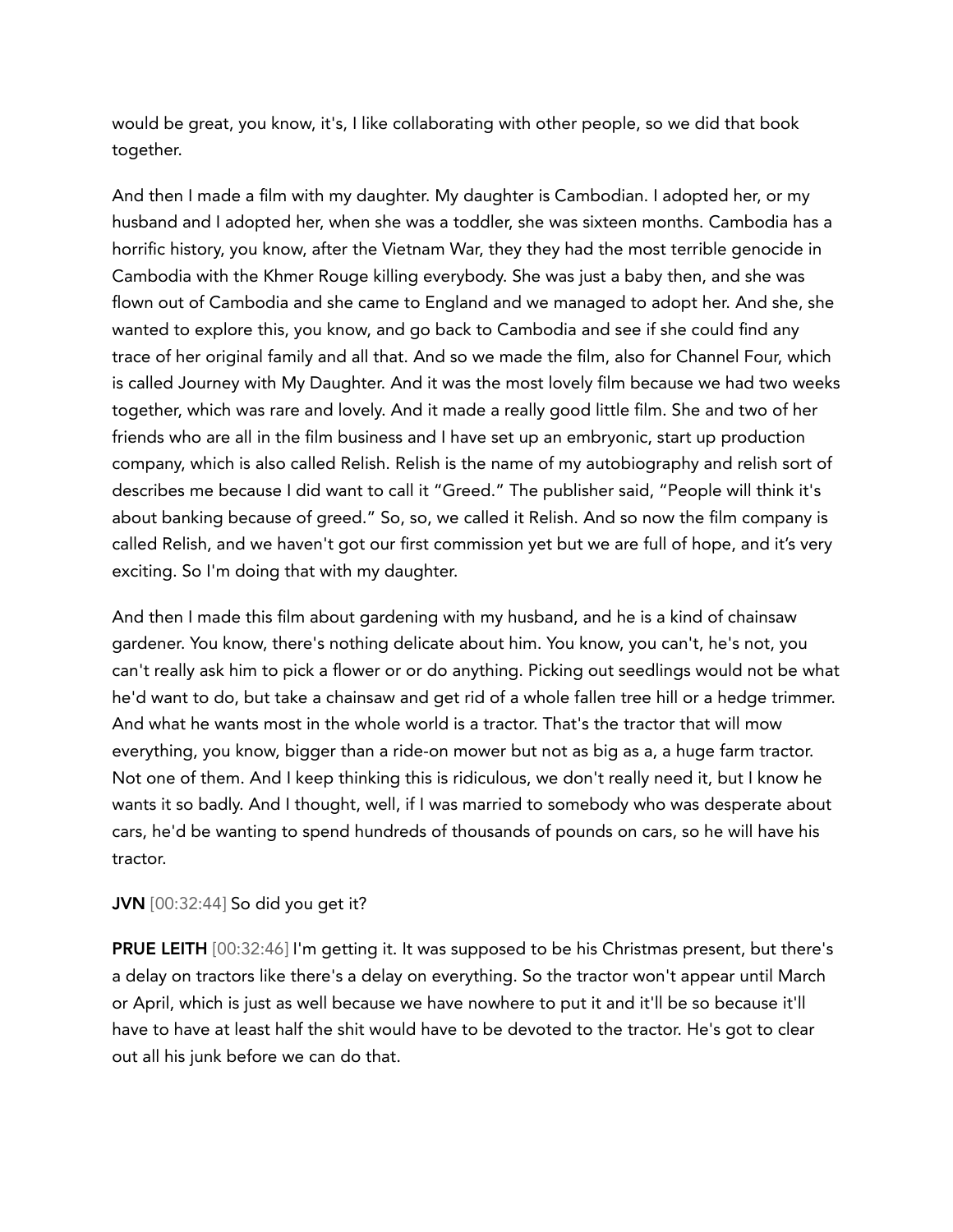would be great, you know, it's, I like collaborating with other people, so we did that book together.

And then I made a film with my daughter. My daughter is Cambodian. I adopted her, or my husband and I adopted her, when she was a toddler, she was sixteen months. Cambodia has a horrific history, you know, after the Vietnam War, they they had the most terrible genocide in Cambodia with the Khmer Rouge killing everybody. She was just a baby then, and she was flown out of Cambodia and she came to England and we managed to adopt her. And she, she wanted to explore this, you know, and go back to Cambodia and see if she could find any trace of her original family and all that. And so we made the film, also for Channel Four, which is called Journey with My Daughter. And it was the most lovely film because we had two weeks together, which was rare and lovely. And it made a really good little film. She and two of her friends who are all in the film business and I have set up an embryonic, start up production company, which is also called Relish. Relish is the name of my autobiography and relish sort of describes me because I did want to call it "Greed." The publisher said, "People will think it's about banking because of greed." So, so, we called it Relish. And so now the film company is called Relish, and we haven't got our first commission yet but we are full of hope, and it's very exciting. So I'm doing that with my daughter.

And then I made this film about gardening with my husband, and he is a kind of chainsaw gardener. You know, there's nothing delicate about him. You know, you can't, he's not, you can't really ask him to pick a flower or or do anything. Picking out seedlings would not be what he'd want to do, but take a chainsaw and get rid of a whole fallen tree hill or a hedge trimmer. And what he wants most in the whole world is a tractor. That's the tractor that will mow everything, you know, bigger than a ride-on mower but not as big as a, a huge farm tractor. Not one of them. And I keep thinking this is ridiculous, we don't really need it, but I know he wants it so badly. And I thought, well, if I was married to somebody who was desperate about cars, he'd be wanting to spend hundreds of thousands of pounds on cars, so he will have his tractor.

**JVN** [00:32:44] So did you get it?

**PRUE LEITH** [00:32:46] I'm getting it. It was supposed to be his Christmas present, but there's a delay on tractors like there's a delay on everything. So the tractor won't appear until March or April, which is just as well because we have nowhere to put it and it'll be so because it'll have to have at least half the shit would have to be devoted to the tractor. He's got to clear out all his junk before we can do that.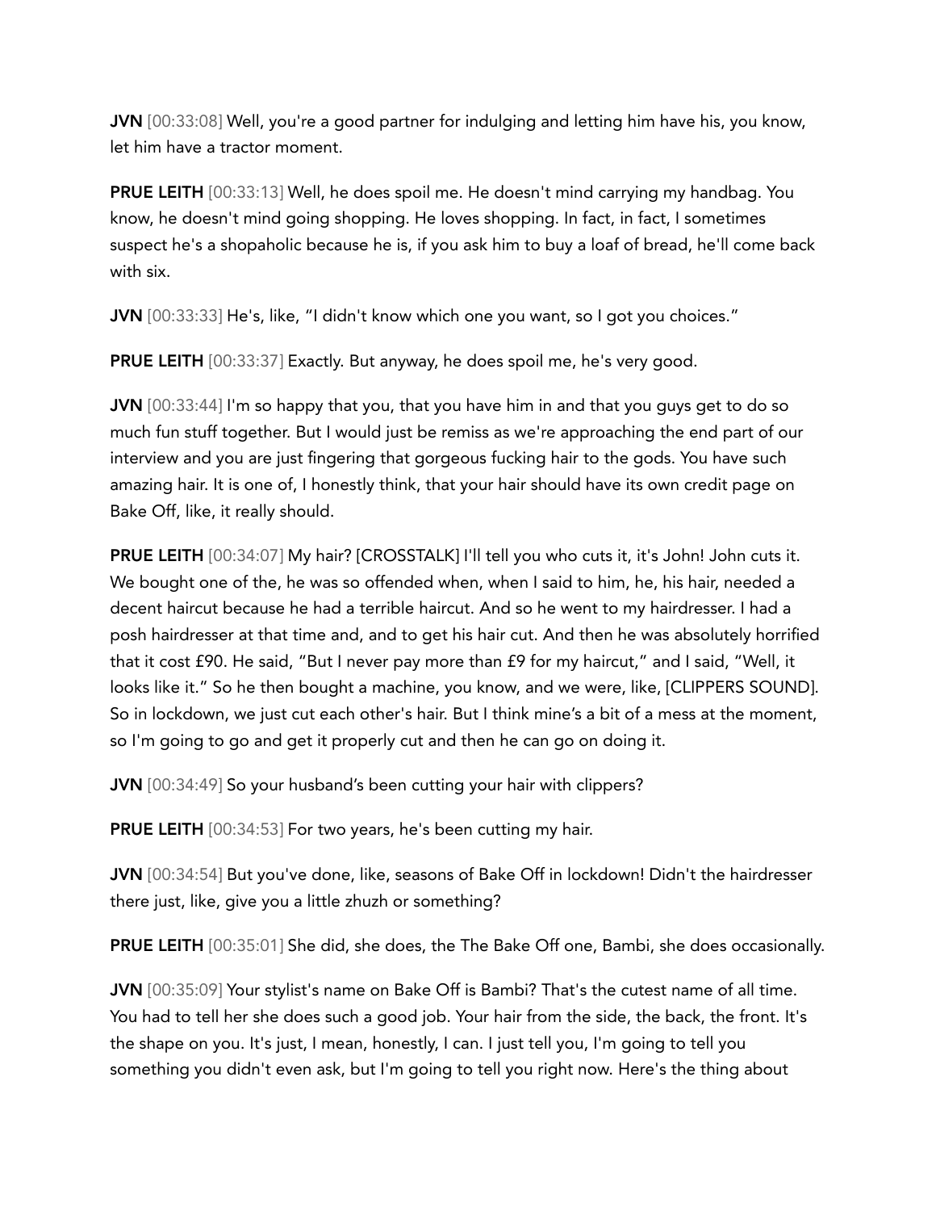**JVN** [00:33:08] Well, you're a good partner for indulging and letting him have his, you know, let him have a tractor moment.

**PRUE LEITH** [00:33:13] Well, he does spoil me. He doesn't mind carrying my handbag. You know, he doesn't mind going shopping. He loves shopping. In fact, in fact, I sometimes suspect he's a shopaholic because he is, if you ask him to buy a loaf of bread, he'll come back with six.

**JVN** [00:33:33] He's, like, "I didn't know which one you want, so I got you choices."

**PRUE LEITH** [00:33:37] Exactly. But anyway, he does spoil me, he's very good.

**JVN** [00:33:44] I'm so happy that you, that you have him in and that you guys get to do so much fun stuff together. But I would just be remiss as we're approaching the end part of our interview and you are just fingering that gorgeous fucking hair to the gods. You have such amazing hair. It is one of, I honestly think, that your hair should have its own credit page on Bake Off, like, it really should.

**PRUE LEITH** [00:34:07] My hair? [CROSSTALK] I'll tell you who cuts it, it's John! John cuts it. We bought one of the, he was so offended when, when I said to him, he, his hair, needed a decent haircut because he had a terrible haircut. And so he went to my hairdresser. I had a posh hairdresser at that time and, and to get his hair cut. And then he was absolutely horrified that it cost £90. He said, "But I never pay more than £9 for my haircut," and I said, "Well, it looks like it." So he then bought a machine, you know, and we were, like, [CLIPPERS SOUND]. So in lockdown, we just cut each other's hair. But I think mine's a bit of a mess at the moment, so I'm going to go and get it properly cut and then he can go on doing it.

**JVN** [00:34:49] So your husband's been cutting your hair with clippers?

**PRUE LEITH** [00:34:53] For two years, he's been cutting my hair.

**JVN** [00:34:54] But you've done, like, seasons of Bake Off in lockdown! Didn't the hairdresser there just, like, give you a little zhuzh or something?

**PRUE LEITH** [00:35:01] She did, she does, the The Bake Off one, Bambi, she does occasionally.

**JVN** [00:35:09] Your stylist's name on Bake Off is Bambi? That's the cutest name of all time. You had to tell her she does such a good job. Your hair from the side, the back, the front. It's the shape on you. It's just, I mean, honestly, I can. I just tell you, I'm going to tell you something you didn't even ask, but I'm going to tell you right now. Here's the thing about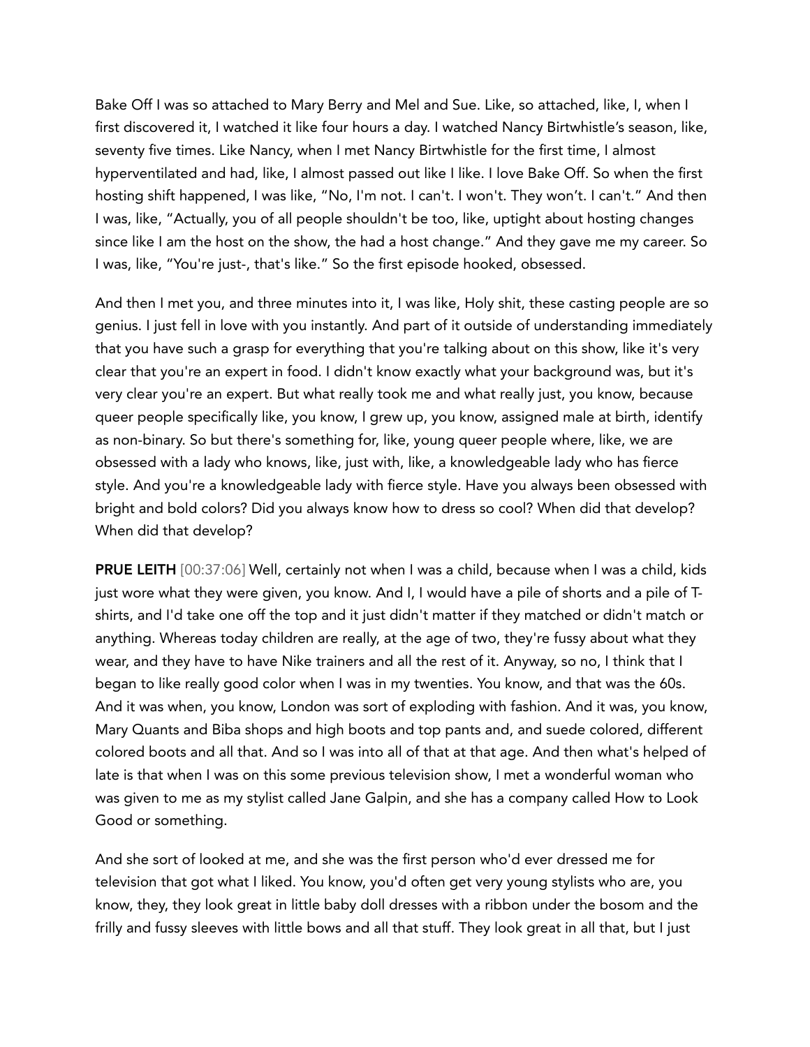Bake Off I was so attached to Mary Berry and Mel and Sue. Like, so attached, like, I, when I first discovered it, I watched it like four hours a day. I watched Nancy Birtwhistle's season, like, seventy five times. Like Nancy, when I met Nancy Birtwhistle for the first time, I almost hyperventilated and had, like, I almost passed out like I like. I love Bake Off. So when the first hosting shift happened, I was like, "No, I'm not. I can't. I won't. They won't. I can't." And then I was, like, "Actually, you of all people shouldn't be too, like, uptight about hosting changes since like I am the host on the show, the had a host change." And they gave me my career. So I was, like, "You're just-, that's like." So the first episode hooked, obsessed.

And then I met you, and three minutes into it, I was like, Holy shit, these casting people are so genius. I just fell in love with you instantly. And part of it outside of understanding immediately that you have such a grasp for everything that you're talking about on this show, like it's very clear that you're an expert in food. I didn't know exactly what your background was, but it's very clear you're an expert. But what really took me and what really just, you know, because queer people specifically like, you know, I grew up, you know, assigned male at birth, identify as non-binary. So but there's something for, like, young queer people where, like, we are obsessed with a lady who knows, like, just with, like, a knowledgeable lady who has fierce style. And you're a knowledgeable lady with fierce style. Have you always been obsessed with bright and bold colors? Did you always know how to dress so cool? When did that develop? When did that develop?

**PRUE LEITH** [00:37:06] Well, certainly not when I was a child, because when I was a child, kids just wore what they were given, you know. And I, I would have a pile of shorts and a pile of T-shirts, and I'd take one off the top and it just didn't matter if they matched or didn't match or anything. Whereas today children are really, at the age of two, they're fussy about what they wear, and they have to have Nike trainers and all the rest of it. Anyway, so no, I think that I began to like really good color when I was in my twenties. You know, and that was the 60s. And it was when, you know, London was sort of exploding with fashion. And it was, you know, Mary Quants and Biba shops and high boots and top pants and, and suede colored, different colored boots and all that. And so I was into all of that at that age. And then what's helped of late is that when I was on this some previous television show, I met a wonderful woman who was given to me as my stylist called Jane Galpin, and she has a company called How to Look Good or something.

And she sort of looked at me, and she was the first person who'd ever dressed me for television that got what I liked. You know, you'd often get very young stylists who are, you know, they, they look great in little baby doll dresses with a ribbon under the bosom and the frilly and fussy sleeves with little bows and all that stuff. They look great in all that, but I just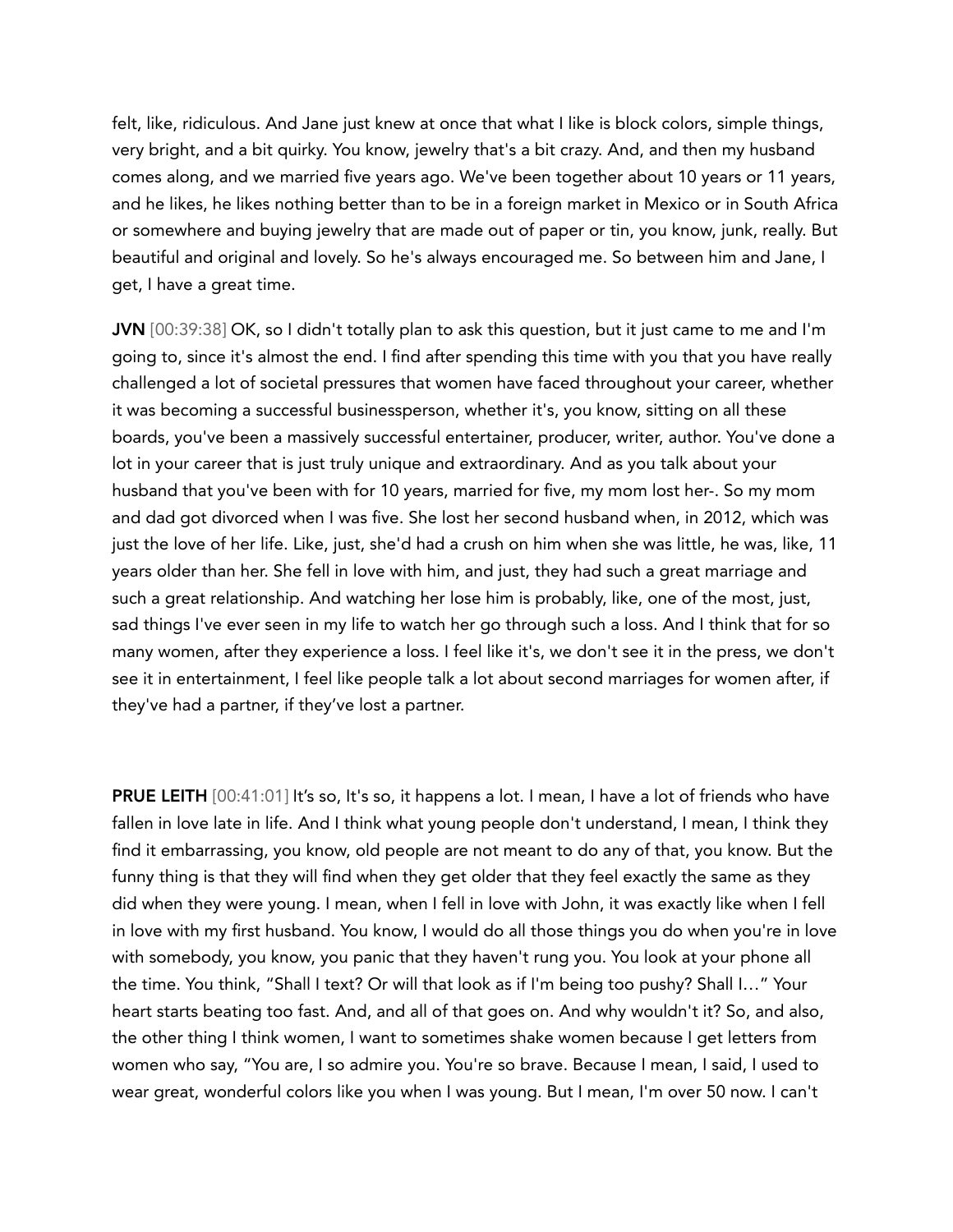felt, like, ridiculous. And Jane just knew at once that what I like is block colors, simple things, very bright, and a bit quirky. You know, jewelry that's a bit crazy. And, and then my husband comes along, and we married five years ago. We've been together about 10 years or 11 years, and he likes, he likes nothing better than to be in a foreign market in Mexico or in South Africa or somewhere and buying jewelry that are made out of paper or tin, you know, junk, really. But beautiful and original and lovely. So he's always encouraged me. So between him and Jane, I get, I have a great time.

**JVN** [00:39:38] OK, so I didn't totally plan to ask this question, but it just came to me and I'm going to, since it's almost the end. I find after spending this time with you that you have really challenged a lot of societal pressures that women have faced throughout your career, whether it was becoming a successful businessperson, whether it's, you know, sitting on all these boards, you've been a massively successful entertainer, producer, writer, author. You've done a lot in your career that is just truly unique and extraordinary. And as you talk about your husband that you've been with for 10 years, married for five, my mom lost her-. So my mom and dad got divorced when I was five. She lost her second husband when, in 2012, which was just the love of her life. Like, just, she'd had a crush on him when she was little, he was, like, 11 years older than her. She fell in love with him, and just, they had such a great marriage and such a great relationship. And watching her lose him is probably, like, one of the most, just, sad things I've ever seen in my life to watch her go through such a loss. And I think that for so many women, after they experience a loss. I feel like it's, we don't see it in the press, we don't see it in entertainment, I feel like people talk a lot about second marriages for women after, if they've had a partner, if they've lost a partner.

**PRUE LEITH** [00:41:01] It's so, It's so, it happens a lot. I mean, I have a lot of friends who have fallen in love late in life. And I think what young people don't understand, I mean, I think they find it embarrassing, you know, old people are not meant to do any of that, you know. But the funny thing is that they will find when they get older that they feel exactly the same as they did when they were young. I mean, when I fell in love with John, it was exactly like when I fell in love with my first husband. You know, I would do all those things you do when you're in love with somebody, you know, you panic that they haven't rung you. You look at your phone all the time. You think, "Shall I text? Or will that look as if I'm being too pushy? Shall I…" Your heart starts beating too fast. And, and all of that goes on. And why wouldn't it? So, and also, the other thing I think women, I want to sometimes shake women because I get letters from women who say, "You are, I so admire you. You're so brave. Because I mean, I said, I used to wear great, wonderful colors like you when I was young. But I mean, I'm over 50 now. I can't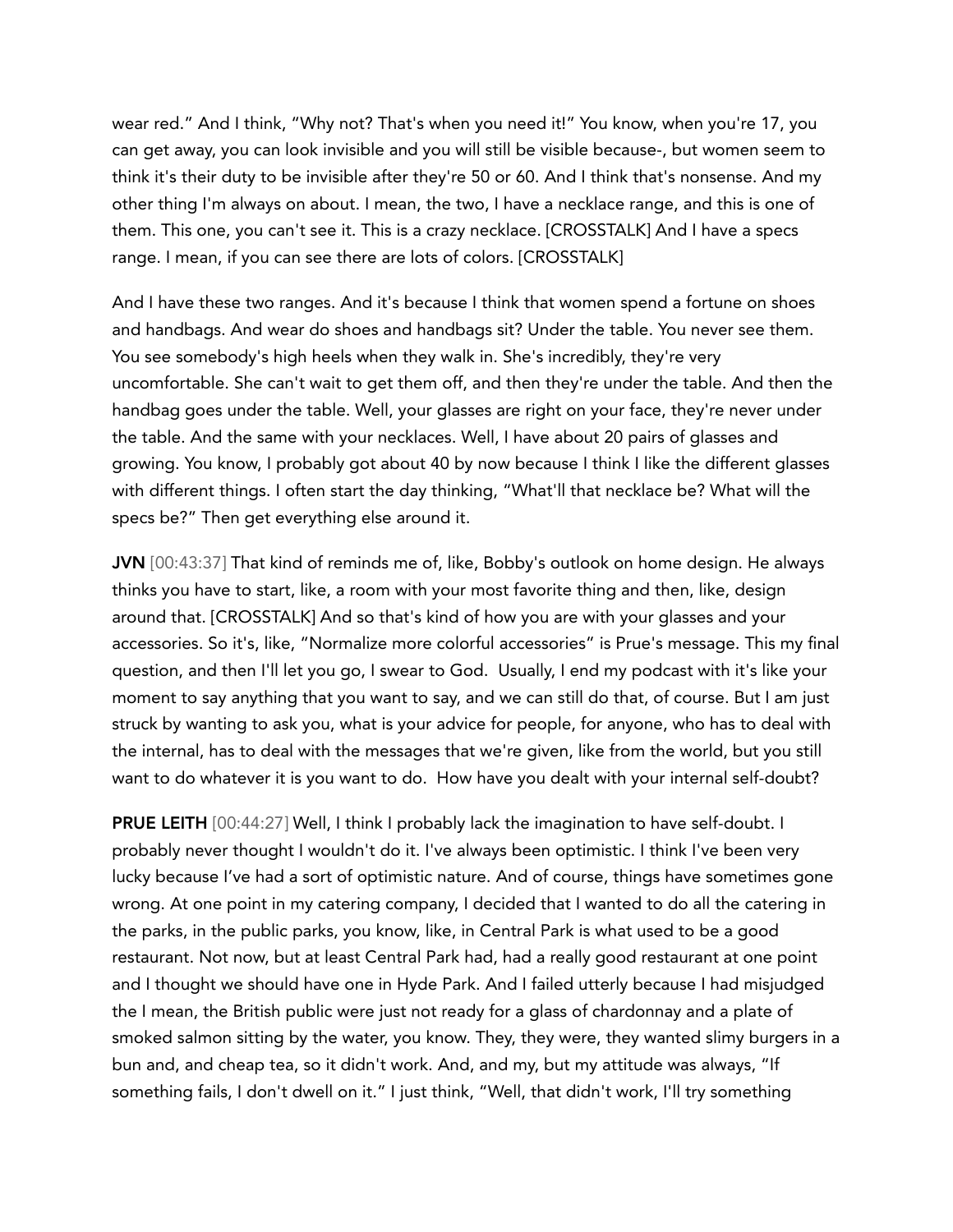wear red." And I think, "Why not? That's when you need it!" You know, when you're 17, you can get away, you can look invisible and you will still be visible because-, but women seem to think it's their duty to be invisible after they're 50 or 60. And I think that's nonsense. And my other thing I'm always on about. I mean, the two, I have a necklace range, and this is one of them. This one, you can't see it. This is a crazy necklace. [CROSSTALK] And I have a specs range. I mean, if you can see there are lots of colors. [CROSSTALK]

And I have these two ranges. And it's because I think that women spend a fortune on shoes and handbags. And wear do shoes and handbags sit? Under the table. You never see them. You see somebody's high heels when they walk in. She's incredibly, they're very uncomfortable. She can't wait to get them off, and then they're under the table. And then the handbag goes under the table. Well, your glasses are right on your face, they're never under the table. And the same with your necklaces. Well, I have about 20 pairs of glasses and growing. You know, I probably got about 40 by now because I think I like the different glasses with different things. I often start the day thinking, "What'll that necklace be? What will the specs be?" Then get everything else around it.

**JVN** [00:43:37] That kind of reminds me of, like, Bobby's outlook on home design. He always thinks you have to start, like, a room with your most favorite thing and then, like, design around that. [CROSSTALK] And so that's kind of how you are with your glasses and your accessories. So it's, like, "Normalize more colorful accessories" is Prue's message. This my final question, and then I'll let you go, I swear to God. Usually, I end my podcast with it's like your moment to say anything that you want to say, and we can still do that, of course. But I am just struck by wanting to ask you, what is your advice for people, for anyone, who has to deal with the internal, has to deal with the messages that we're given, like from the world, but you still want to do whatever it is you want to do. How have you dealt with your internal self-doubt?

**PRUE LEITH** [00:44:27] Well, I think I probably lack the imagination to have self-doubt. I probably never thought I wouldn't do it. I've always been optimistic. I think I've been very lucky because I've had a sort of optimistic nature. And of course, things have sometimes gone wrong. At one point in my catering company, I decided that I wanted to do all the catering in the parks, in the public parks, you know, like, in Central Park is what used to be a good restaurant. Not now, but at least Central Park had, had a really good restaurant at one point and I thought we should have one in Hyde Park. And I failed utterly because I had misjudged the I mean, the British public were just not ready for a glass of chardonnay and a plate of smoked salmon sitting by the water, you know. They, they were, they wanted slimy burgers in a bun and, and cheap tea, so it didn't work. And, and my, but my attitude was always, "If something fails, I don't dwell on it." I just think, "Well, that didn't work, I'll try something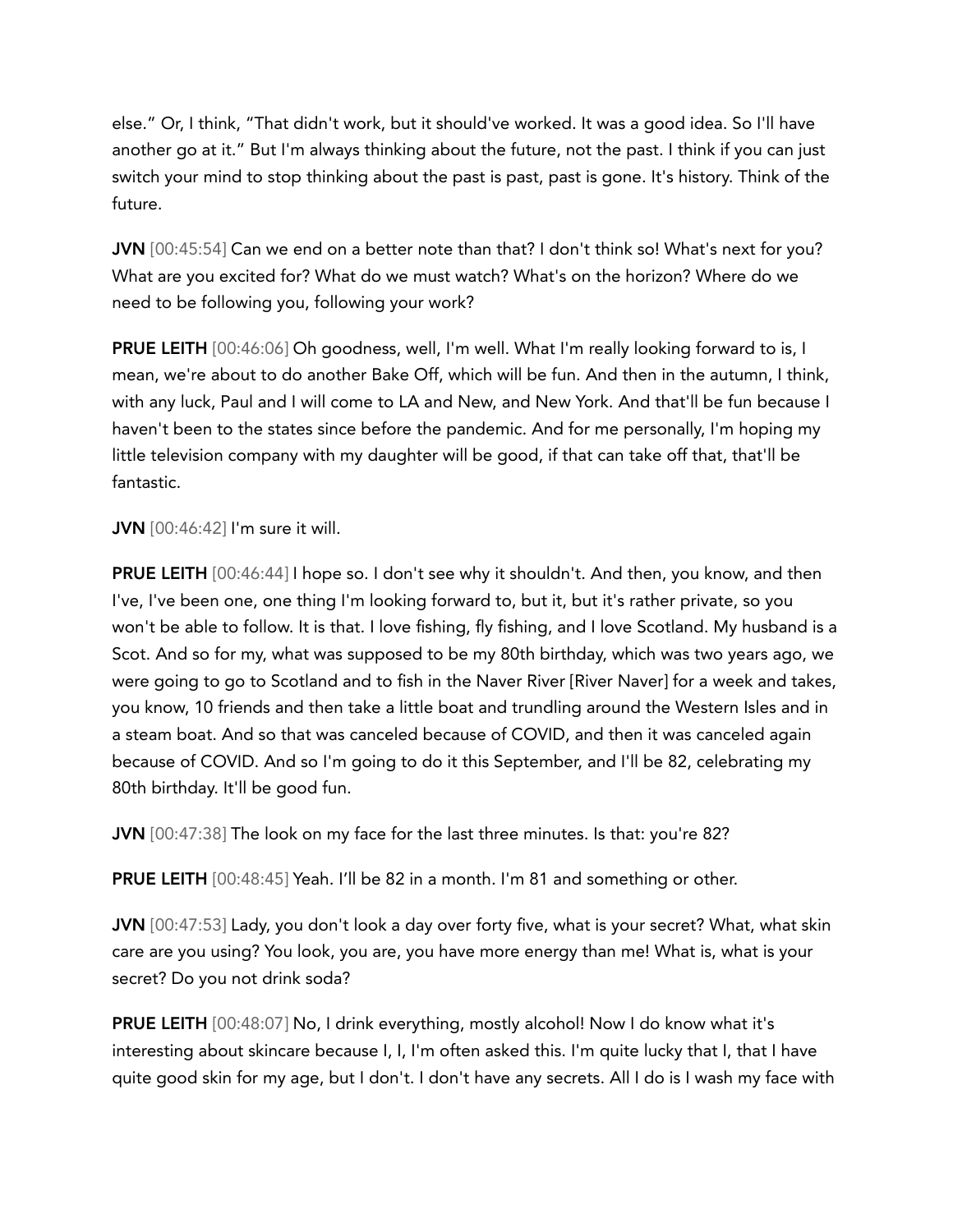else." Or, I think, "That didn't work, but it should've worked. It was a good idea. So I'll have another go at it." But I'm always thinking about the future, not the past. I think if you can just switch your mind to stop thinking about the past is past, past is gone. It's history. Think of the future.

**JVN** [00:45:54] Can we end on a better note than that? I don't think so! What's next for you? What are you excited for? What do we must watch? What's on the horizon? Where do we need to be following you, following your work?

**PRUE LEITH** [00:46:06] Oh goodness, well, I'm well. What I'm really looking forward to is, I mean, we're about to do another Bake Off, which will be fun. And then in the autumn, I think, with any luck, Paul and I will come to LA and New, and New York. And that'll be fun because I haven't been to the states since before the pandemic. And for me personally, I'm hoping my little television company with my daughter will be good, if that can take off that, that'll be fantastic.

**JVN** [00:46:42] I'm sure it will.

**PRUE LEITH** [00:46:44] I hope so. I don't see why it shouldn't. And then, you know, and then I've, I've been one, one thing I'm looking forward to, but it, but it's rather private, so you won't be able to follow. It is that. I love fishing, fly fishing, and I love Scotland. My husband is a Scot. And so for my, what was supposed to be my 80th birthday, which was two years ago, we were going to go to Scotland and to fish in the Naver River [River Naver] for a week and takes, you know, 10 friends and then take a little boat and trundling around the Western Isles and in a steam boat. And so that was canceled because of COVID, and then it was canceled again because of COVID. And so I'm going to do it this September, and I'll be 82, celebrating my 80th birthday. It'll be good fun.

**JVN** [00:47:38] The look on my face for the last three minutes. Is that: you're 82?

**PRUE LEITH** [00:48:45] Yeah. I'll be 82 in a month. I'm 81 and something or other.

**JVN** [00:47:53] Lady, you don't look a day over forty five, what is your secret? What, what skin care are you using? You look, you are, you have more energy than me! What is, what is your secret? Do you not drink soda?

**PRUE LEITH** [00:48:07] No, I drink everything, mostly alcohol! Now I do know what it's interesting about skincare because I, I, I'm often asked this. I'm quite lucky that I, that I have quite good skin for my age, but I don't. I don't have any secrets. All I do is I wash my face with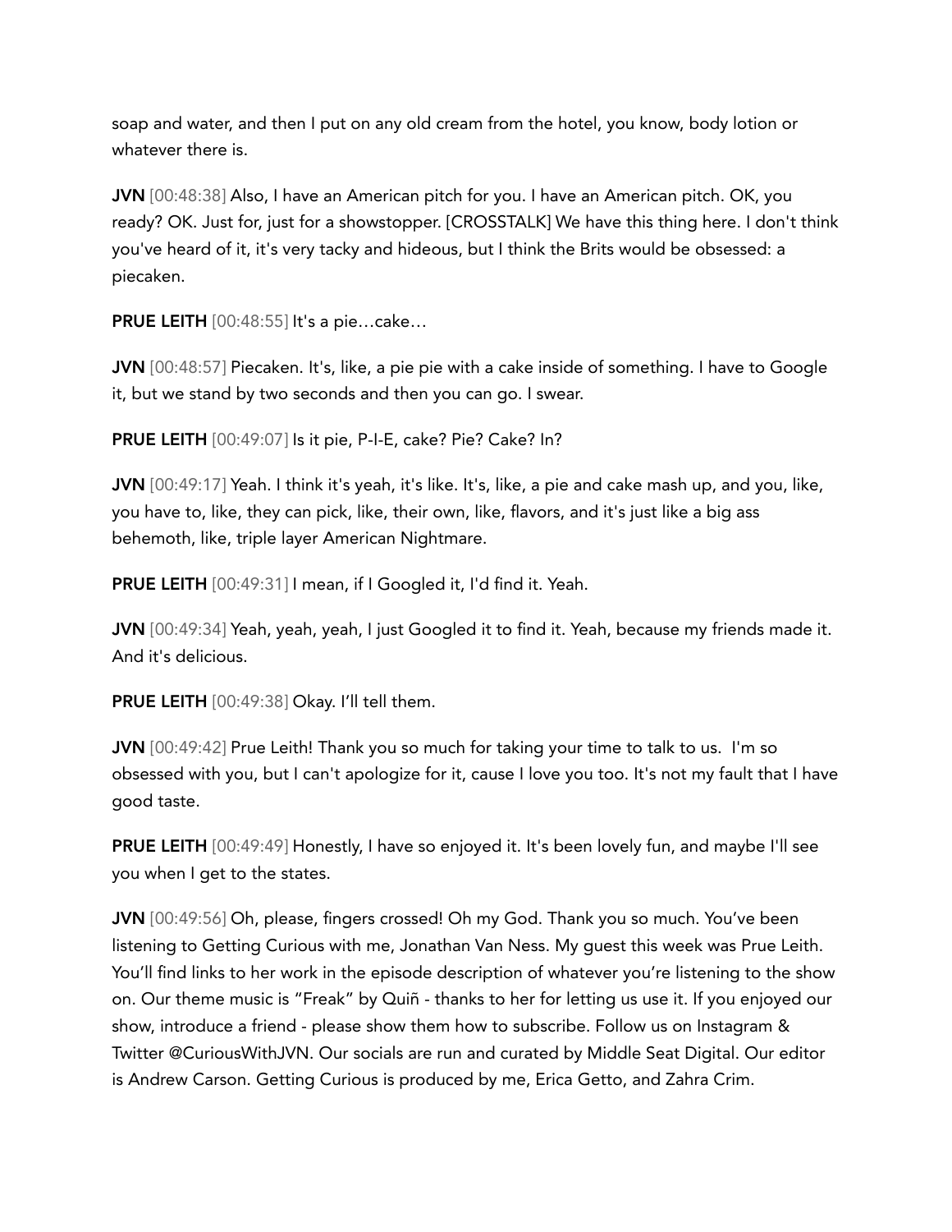soap and water, and then I put on any old cream from the hotel, you know, body lotion or whatever there is.

**JVN** [00:48:38] Also, I have an American pitch for you. I have an American pitch. OK, you ready? OK. Just for, just for a showstopper. [CROSSTALK] We have this thing here. I don't think you've heard of it, it's very tacky and hideous, but I think the Brits would be obsessed: a piecaken.

**PRUE LEITH** [00:48:55] It's a pie…cake…

**JVN** [00:48:57] Piecaken. It's, like, a pie pie with a cake inside of something. I have to Google it, but we stand by two seconds and then you can go. I swear.

**PRUE LEITH** [00:49:07] Is it pie, P-I-E, cake? Pie? Cake? In?

**JVN** [00:49:17] Yeah. I think it's yeah, it's like. It's, like, a pie and cake mash up, and you, like, you have to, like, they can pick, like, their own, like, flavors, and it's just like a big ass behemoth, like, triple layer American Nightmare.

**PRUE LEITH** [00:49:31] I mean, if I Googled it, I'd find it. Yeah.

**JVN** [00:49:34] Yeah, yeah, yeah, I just Googled it to find it. Yeah, because my friends made it. And it's delicious.

**PRUE LEITH** [00:49:38] Okay. I'll tell them.

**JVN** [00:49:42] Prue Leith! Thank you so much for taking your time to talk to us. I'm so obsessed with you, but I can't apologize for it, cause I love you too. It's not my fault that I have good taste.

**PRUE LEITH** [00:49:49] Honestly, I have so enjoyed it. It's been lovely fun, and maybe I'll see you when I get to the states.

**JVN** [00:49:56] Oh, please, fingers crossed! Oh my God. Thank you so much. You've been listening to Getting Curious with me, Jonathan Van Ness. My guest this week was Prue Leith. You'll find links to her work in the episode description of whatever you're listening to the show on. Our theme music is "Freak" by Quiñ - thanks to her for letting us use it. If you enjoyed our show, introduce a friend - please show them how to subscribe. Follow us on Instagram & Twitter @CuriousWithJVN. Our socials are run and curated by Middle Seat Digital. Our editor is Andrew Carson. Getting Curious is produced by me, Erica Getto, and Zahra Crim.